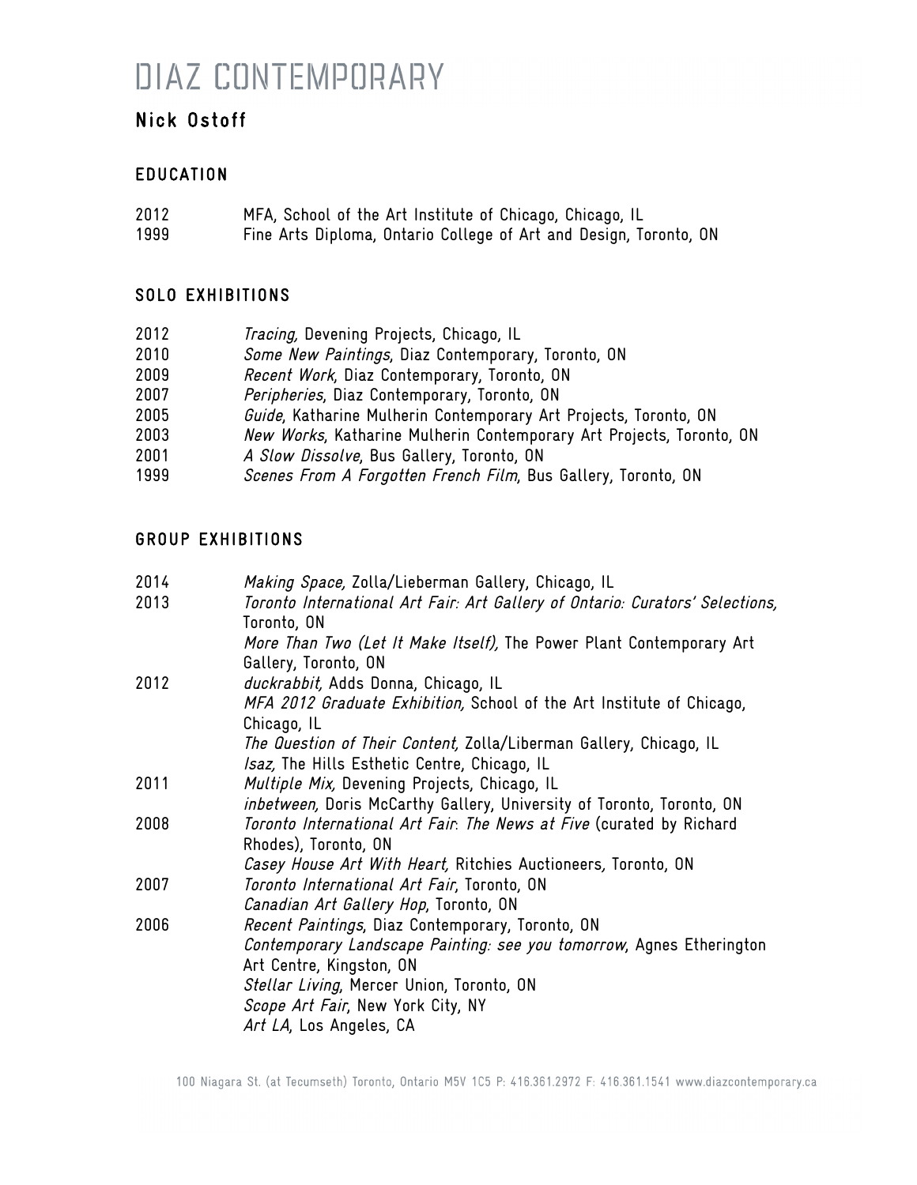# DIAZ CONTEMPORARY

## Nick Ostoff

### EDUCATION

2012 MFA, School of the Art Institute of Chicago, Chicago, IL
1999 Fine Arts Diploma, Ontario College of Art and Design, Toronto, ON

### SOLO EXHIBITIONS

2012 *Tracing,* Devening Projects, Chicago, IL
2010 *Some New Paintings*, Diaz Contemporary, Toronto, ON
2009 *Recent Work*, Diaz Contemporary, Toronto, ON
2007 *Peripheries*, Diaz Contemporary, Toronto, ON
2005 *Guide*, Katharine Mulherin Contemporary Art Projects, Toronto, ON
2003 *New Works*, Katharine Mulherin Contemporary Art Projects, Toronto, ON
2001 *A Slow Dissolve*, Bus Gallery, Toronto, ON
1999 *Scenes From A Forgotten French Film*, Bus Gallery, Toronto, ON

### GROUP EXHIBITIONS

2014 *Making Space,* Zolla/Lieberman Gallery, Chicago, IL

2013 *Toronto International Art Fair: Art Gallery of Ontario: Curators' Selections,* Toronto, ON
*More Than Two (Let It Make Itself),* The Power Plant Contemporary Art Gallery, Toronto, ON

2012 *duckrabbit,* Adds Donna, Chicago, IL
*MFA 2012 Graduate Exhibition,* School of the Art Institute of Chicago, Chicago, IL
*The Question of Their Content,* Zolla/Liberman Gallery, Chicago, IL
*Isaz,* The Hills Esthetic Centre, Chicago, IL

2011 *Multiple Mix,* Devening Projects, Chicago, IL
*inbetween,* Doris McCarthy Gallery, University of Toronto, Toronto, ON

2008 *Toronto International Art Fair: The News at Five* (curated by Richard Rhodes), Toronto, ON
*Casey House Art With Heart,* Ritchies Auctioneers*,* Toronto, ON

2007 *Toronto International Art Fair*, Toronto, ON
*Canadian Art Gallery Hop*, Toronto, ON

2006 *Recent Paintings*, Diaz Contemporary, Toronto, ON
*Contemporary Landscape Painting: see you tomorrow*, Agnes Etherington Art Centre, Kingston, ON
*Stellar Living*, Mercer Union, Toronto, ON
*Scope Art Fair*, New York City, NY
*Art LA*, Los Angeles, CA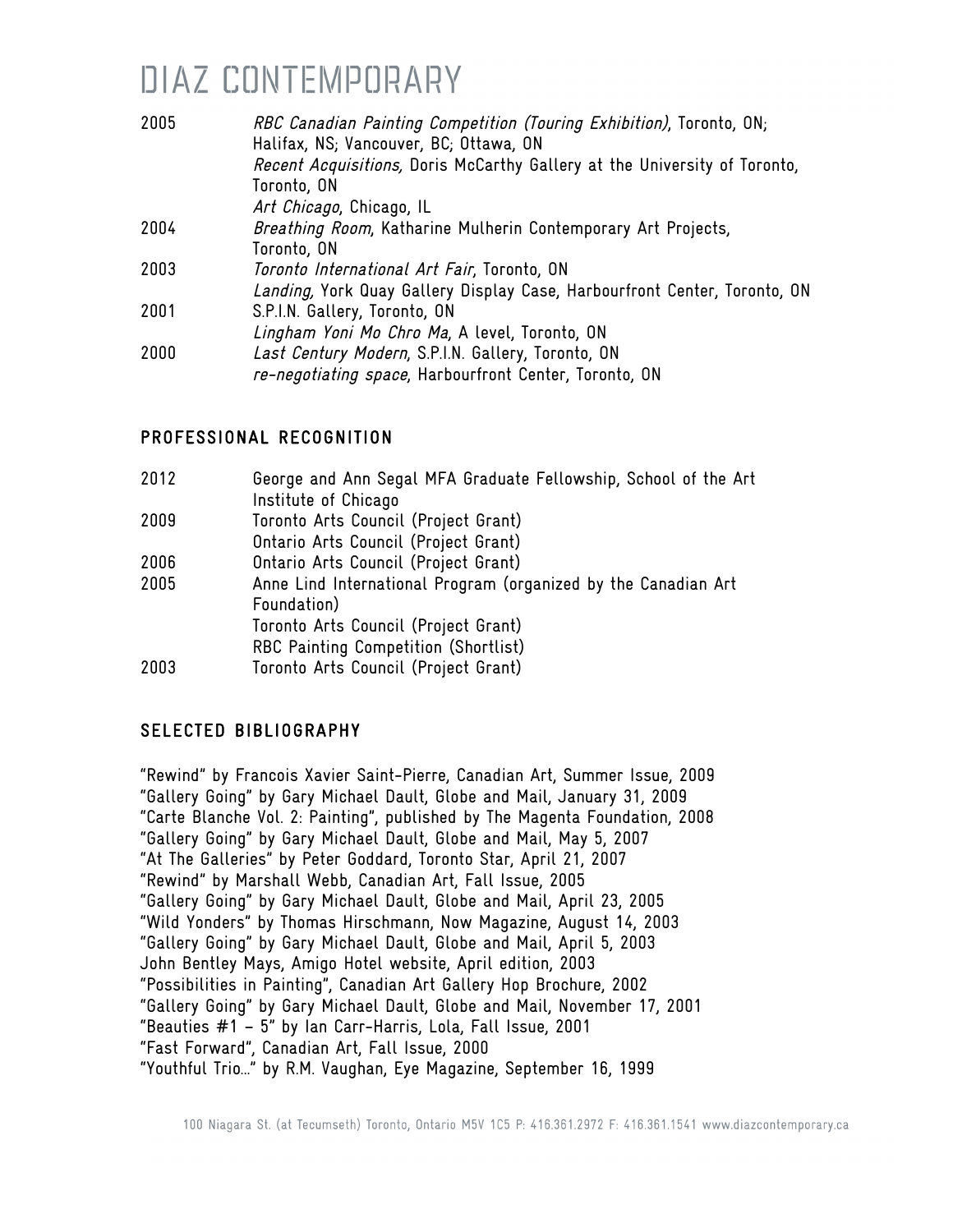| | |
|---|---|
| 2005 | *RBC Canadian Painting Competition (Touring Exhibition)*, Toronto, ON; Halifax, NS; Vancouver, BC; Ottawa, ON |
| | *Recent Acquisitions,* Doris McCarthy Gallery at the University of Toronto, Toronto, ON |
| | *Art Chicago*, Chicago, IL |
| 2004 | *Breathing Room*, Katharine Mulherin Contemporary Art Projects, Toronto, ON |
| 2003 | *Toronto International Art Fair*, Toronto, ON |
| | *Landing,* York Quay Gallery Display Case, Harbourfront Center, Toronto, ON |
| 2001 | S.P.I.N. Gallery, Toronto, ON |
| | *Lingham Yoni Mo Chro Ma*, A level, Toronto, ON |
| 2000 | *Last Century Modern*, S.P.I.N. Gallery, Toronto, ON |
| | *re-negotiating space*, Harbourfront Center, Toronto, ON |

## PROFESSIONAL RECOGNITION

| | |
|---|---|
| 2012 | George and Ann Segal MFA Graduate Fellowship, School of the Art Institute of Chicago |
| 2009 | Toronto Arts Council (Project Grant) |
| | Ontario Arts Council (Project Grant) |
| 2006 | Ontario Arts Council (Project Grant) |
| 2005 | Anne Lind International Program (organized by the Canadian Art Foundation) |
| | Toronto Arts Council (Project Grant) |
| | RBC Painting Competition (Shortlist) |
| 2003 | Toronto Arts Council (Project Grant) |

## SELECTED BIBLIOGRAPHY

"Rewind" by Francois Xavier Saint-Pierre, Canadian Art, Summer Issue, 2009
"Gallery Going" by Gary Michael Dault, Globe and Mail, January 31, 2009
"Carte Blanche Vol. 2: Painting", published by The Magenta Foundation, 2008
"Gallery Going" by Gary Michael Dault, Globe and Mail, May 5, 2007
"At The Galleries" by Peter Goddard, Toronto Star, April 21, 2007
"Rewind" by Marshall Webb, Canadian Art, Fall Issue, 2005
"Gallery Going" by Gary Michael Dault, Globe and Mail, April 23, 2005
"Wild Yonders" by Thomas Hirschmann, Now Magazine, August 14, 2003
"Gallery Going" by Gary Michael Dault, Globe and Mail, April 5, 2003
John Bentley Mays, Amigo Hotel website, April edition, 2003
"Possibilities in Painting", Canadian Art Gallery Hop Brochure, 2002
"Gallery Going" by Gary Michael Dault, Globe and Mail, November 17, 2001
"Beauties #1 – 5" by Ian Carr-Harris, Lola, Fall Issue, 2001
"Fast Forward", Canadian Art, Fall Issue, 2000
"Youthful Trio…" by R.M. Vaughan, Eye Magazine, September 16, 1999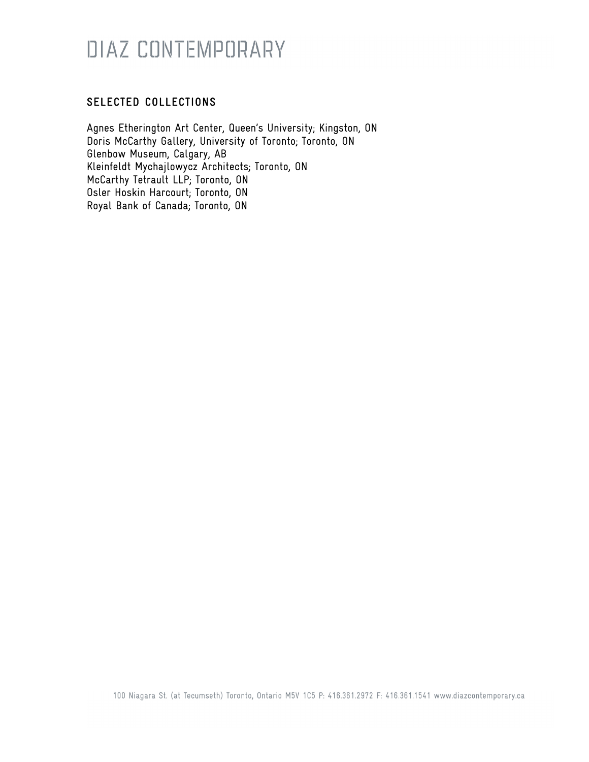## SELECTED COLLECTIONS

Agnes Etherington Art Center, Queen's University; Kingston, ON
Doris McCarthy Gallery, University of Toronto; Toronto, ON
Glenbow Museum, Calgary, AB
Kleinfeldt Mychajlowycz Architects; Toronto, ON
McCarthy Tetrault LLP; Toronto, ON
Osler Hoskin Harcourt; Toronto, ON
Royal Bank of Canada; Toronto, ON